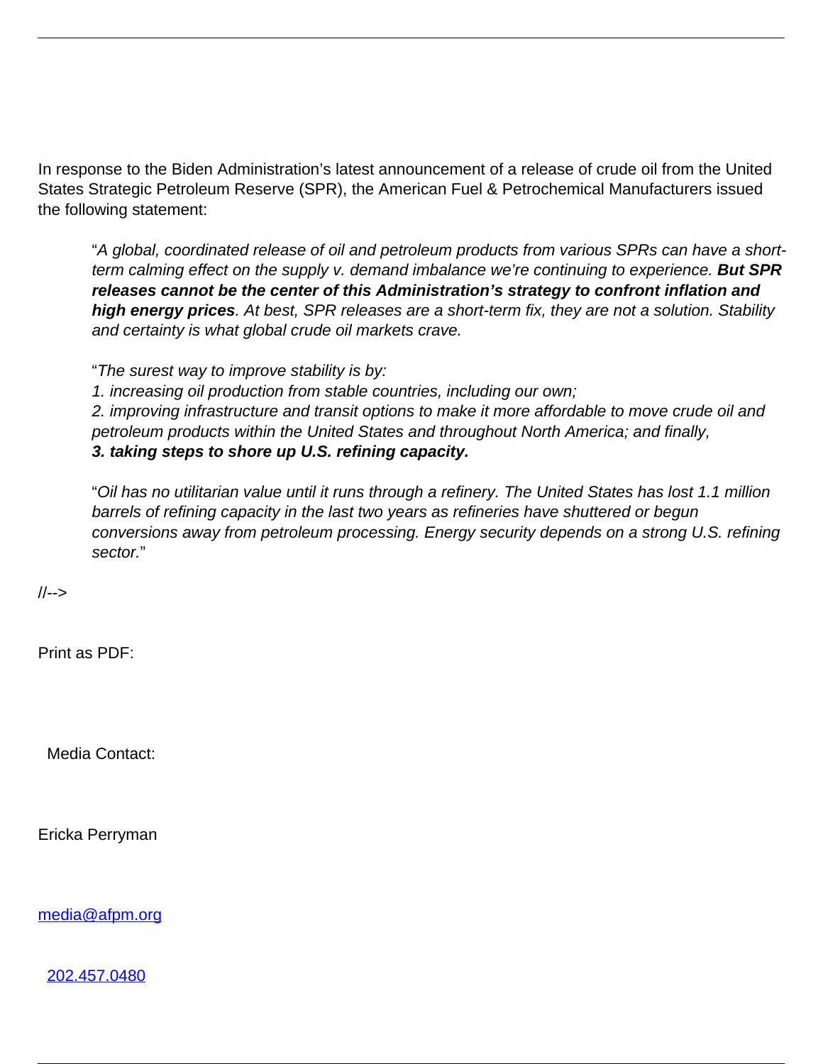In response to the Biden Administration's latest announcement of a release of crude oil from the United States Strategic Petroleum Reserve (SPR), the American Fuel & Petrochemical Manufacturers issued the following statement:

> "*A global, coordinated release of oil and petroleum products from various SPRs can have a short-term calming effect on the supply v. demand imbalance we're continuing to experience.* ***But SPR releases cannot be the center of this Administration's strategy to confront inflation and high energy prices****. At best, SPR releases are a short-term fix, they are not a solution. Stability and certainty is what global crude oil markets crave.*
>
> "*The surest way to improve stability is by:*
> *1. increasing oil production from stable countries, including our own;*
> *2. improving infrastructure and transit options to make it more affordable to move crude oil and petroleum products within the United States and throughout North America; and finally,*
> ***3. taking steps to shore up U.S. refining capacity.***
>
> "*Oil has no utilitarian value until it runs through a refinery. The United States has lost 1.1 million barrels of refining capacity in the last two years as refineries have shuttered or begun conversions away from petroleum processing. Energy security depends on a strong U.S. refining sector.*"

//-->

Print as PDF:

Media Contact:

Ericka Perryman

media@afpm.org

202.457.0480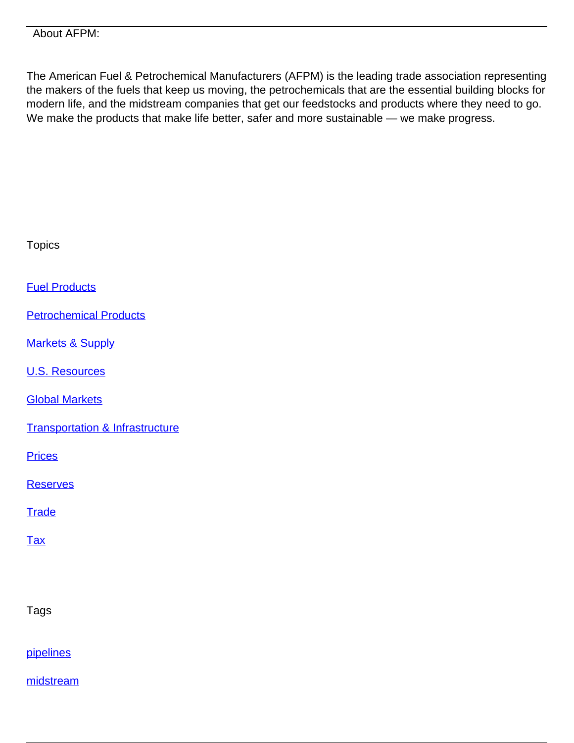About AFPM:

The American Fuel & Petrochemical Manufacturers (AFPM) is the leading trade association representing the makers of the fuels that keep us moving, the petrochemicals that are the essential building blocks for modern life, and the midstream companies that get our feedstocks and products where they need to go. We make the products that make life better, safer and more sustainable — we make progress.

Topics

Fuel Products

Petrochemical Products

Markets & Supply

U.S. Resources

Global Markets

Transportation & Infrastructure

Prices

Reserves

Trade

Tax

Tags

pipelines

midstream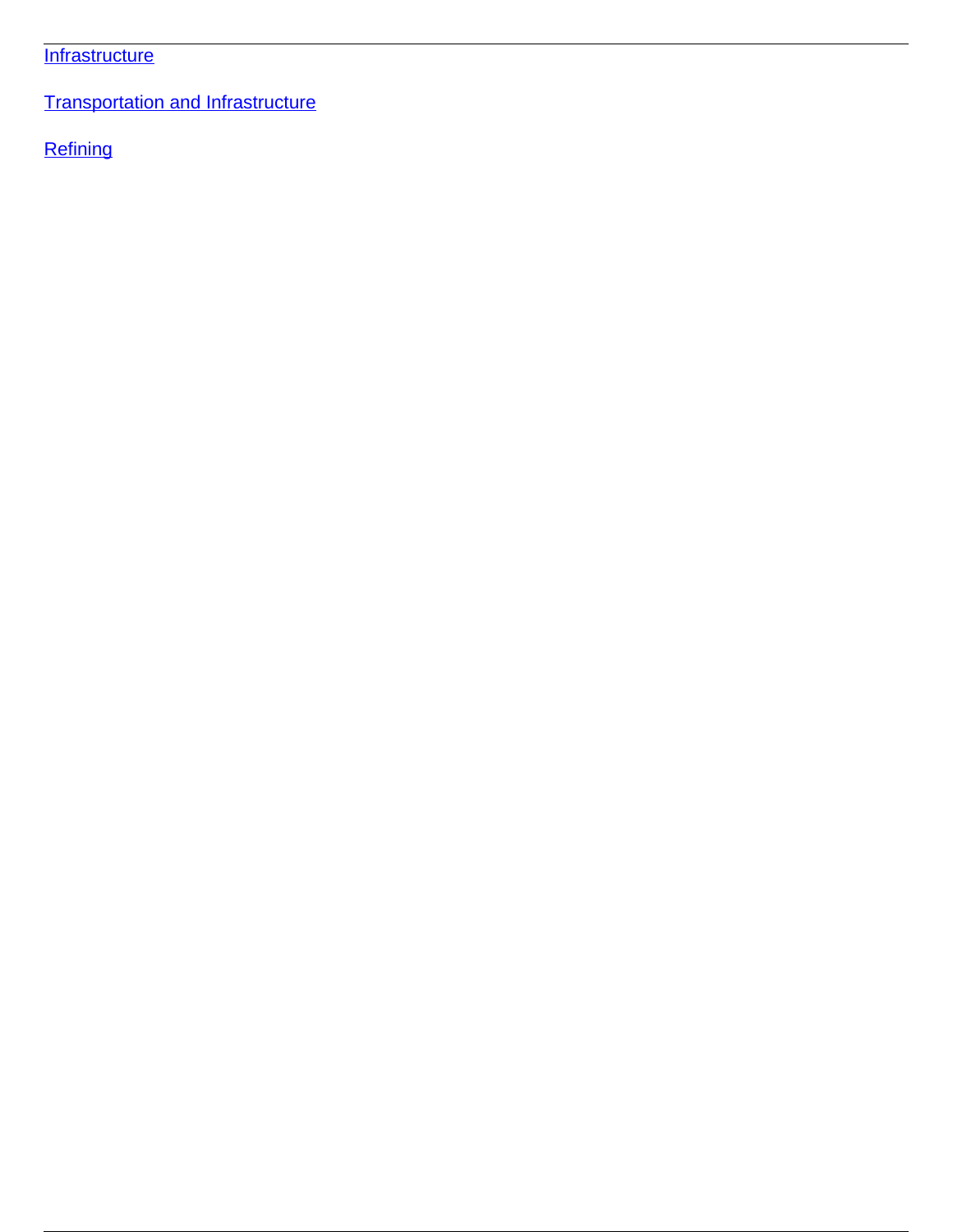[Infrastructure]

[Transportation and Infrastructure]

[Refining]